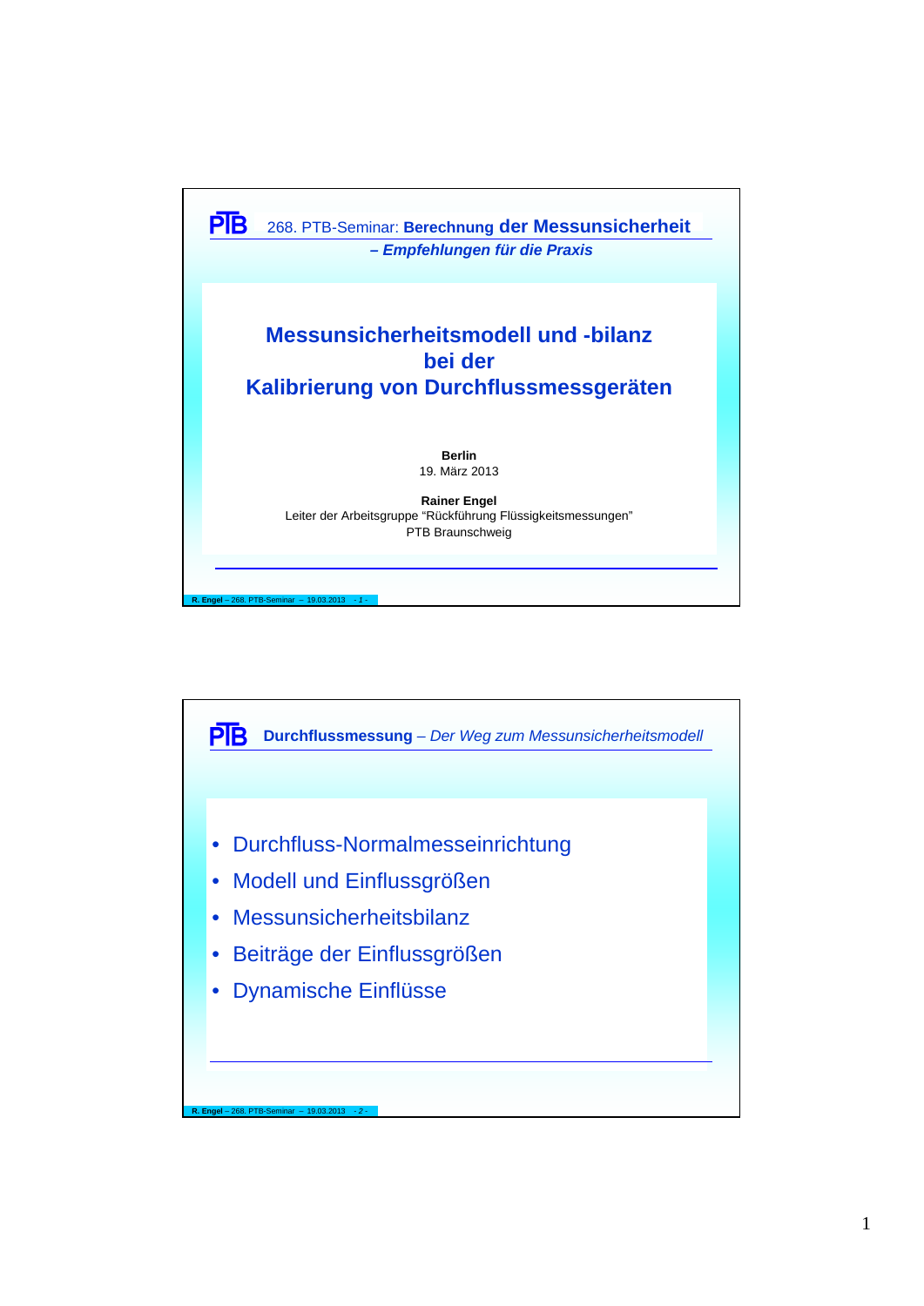PTB 268. PTB-Seminar: **Berechnung der Messunsicherheit**
***– Empfehlungen für die Praxis***

# Messunsicherheitsmodell und -bilanz bei der Kalibrierung von Durchflussmessgeräten

**Berlin**
19. März 2013

**Rainer Engel**
Leiter der Arbeitsgruppe "Rückführung Flüssigkeitsmessungen"
PTB Braunschweig

---

PTB **Durchflussmessung** – *Der Weg zum Messunsicherheitsmodell*

- Durchfluss-Normalmesseinrichtung
- Modell und Einflussgrößen
- Messunsicherheitsbilanz
- Beiträge der Einflussgrößen
- Dynamische Einflüsse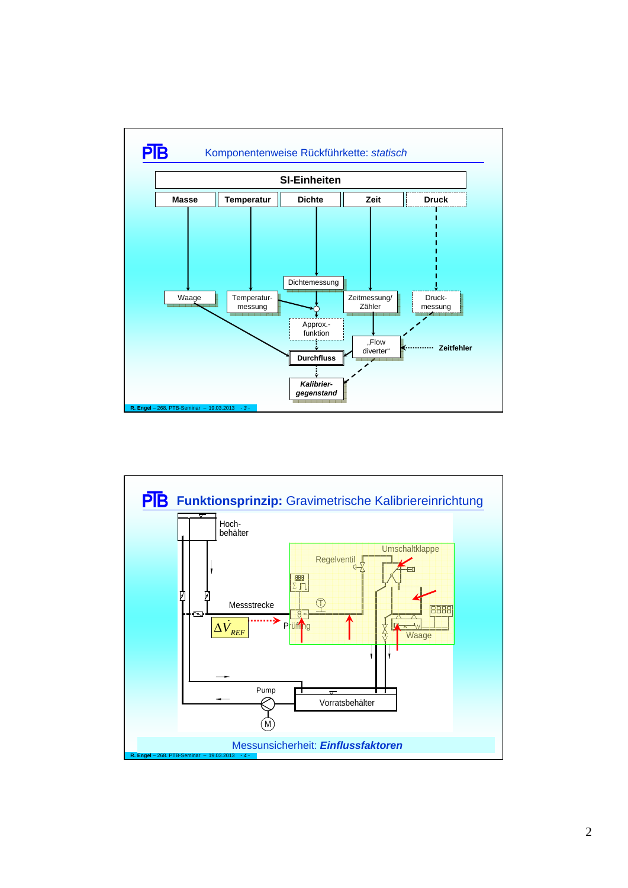## Komponentenweise Rückführkette: *statisch*

**SI-Einheiten**

| Masse | Temperatur | Dichte | Zeit | Druck |
|---|---|---|---|---|

- Masse → Waage
- Temperatur → Temperatur-messung
- Dichte → Dichtemessung
- Zeit → Zeitmessung/ Zähler
- Druck → Druck-messung

Approx.-funktion

„Flow diverter" ← Zeitfehler

**Durchfluss**

***Kalibrier-gegenstand***

## **Funktionsprinzip:** Gravimetrische Kalibriereinrichtung

Hoch-behälter

Regelventil

Umschaltklappe

Messstrecke

$\Delta\dot{V}_{REF}$

Prüfling

Waage

Pump

M

Vorratsbehälter

Messunsicherheit: ***Einflussfaktoren***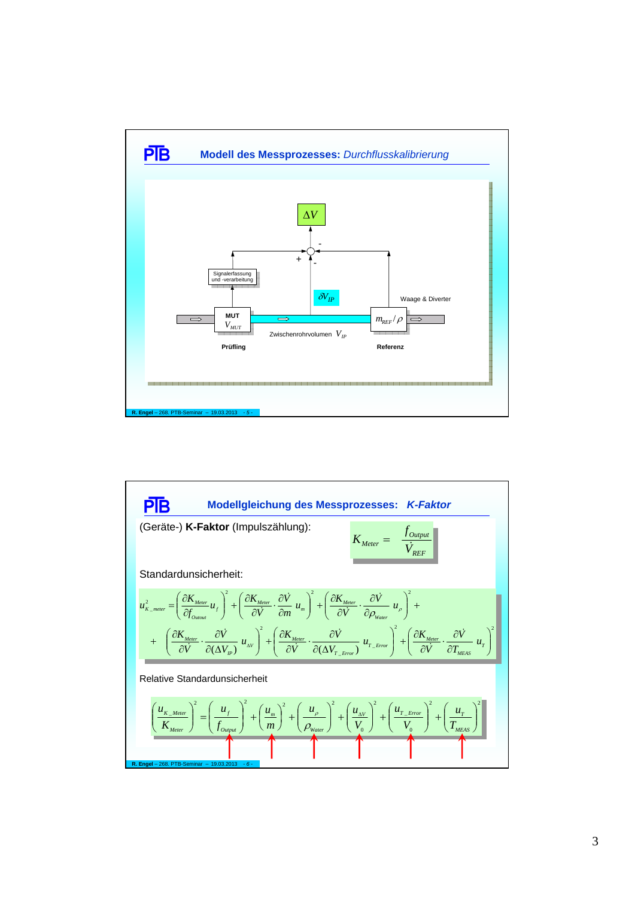## Modell des Messprozesses: *Durchflusskalibrierung*

$\Delta V$

Signalerfassung und -verarbeitung

$\partial V_{IP}$

Waage & Diverter

MUT $V_{MUT}$

$m_{REF}/\rho$

Zwischenrohrvolumen $V_{IP}$

Prüfling

Referenz

R. Engel – 268. PTB-Seminar – 19.03.2013 - 5 -

## Modellgleichung des Messprozesses: *K-Faktor*

(Geräte-) **K-Faktor** (Impulszählung):

$$K_{Meter} = \frac{f_{Output}}{\dot{V}_{REF}}$$

Standardunsicherheit:

$$u^2_{K\_meter} = \left(\frac{\partial K_{Meter}}{\partial f_{Outout}} u_f\right)^2 + \left(\frac{\partial K_{Meter}}{\partial \dot{V}} \cdot \frac{\partial \dot{V}}{\partial m} u_m\right)^2 + \left(\frac{\partial K_{Meter}}{\partial \dot{V}} \cdot \frac{\partial \dot{V}}{\partial \rho_{Water}} u_\rho\right)^2 +$$

$$+ \left(\frac{\partial K_{Meter}}{\partial \dot{V}} \cdot \frac{\partial \dot{V}}{\partial (\Delta V_{IP})} u_{\Delta V}\right)^2 + \left(\frac{\partial K_{Meter}}{\partial \dot{V}} \cdot \frac{\partial \dot{V}}{\partial (\Delta V_{T\_Error})} u_{T\_Error}\right)^2 + \left(\frac{\partial K_{Meter}}{\partial \dot{V}} \cdot \frac{\partial \dot{V}}{\partial T_{MEAS}} u_T\right)^2$$

Relative Standardunsicherheit

$$\left(\frac{u_{K\_Meter}}{K_{Meter}}\right)^2 = \left(\frac{u_f}{f_{Output}}\right)^2 + \left(\frac{u_m}{m}\right)^2 + \left(\frac{u_\rho}{\rho_{Water}}\right)^2 + \left(\frac{u_{\Delta V}}{V_0}\right)^2 + \left(\frac{u_{T\_Error}}{V_0}\right)^2 + \left(\frac{u_T}{T_{MEAS}}\right)^2$$

R. Engel – 268. PTB-Seminar – 19.03.2013 - 6 -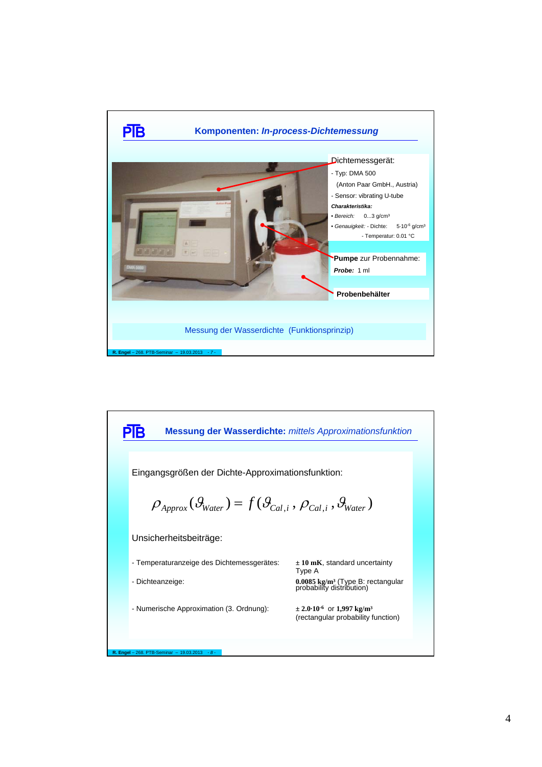## Komponenten: *In-process-Dichtemessung*

Dichtemessgerät:

- Typ: DMA 500
  (Anton Paar GmbH., Austria)
- Sensor: vibrating U-tube

***Charakteristika:***

- *Bereich:* 0...3 g/cm³
- *Genauigkeit:* - Dichte: $5 \cdot 10^{-6}$ g/cm³
  - Temperatur: 0.01 °C

**Pumpe** zur Probennahme:

***Probe:*** 1 ml

**Probenbehälter**

Messung der Wasserdichte (Funktionsprinzip)

## Messung der Wasserdichte: *mittels Approximationsfunktion*

Eingangsgrößen der Dichte-Approximationsfunktion:

$$\rho_{Approx}(\vartheta_{Water}) = f(\vartheta_{Cal,i}, \rho_{Cal,i}, \vartheta_{Water})$$

Unsicherheitsbeiträge:

| | |
|---|---|
| - Temperaturanzeige des Dichtemessgerätes: | ± **10 mK**, standard uncertainty Type A |
| - Dichteanzeige: | **0.0085 kg/m³** (Type B: rectangular probability distribution) |
| - Numerische Approximation (3. Ordnung): | ± **$2.0 \cdot 10^{-6}$** or **1,997 kg/m³** (rectangular probability function) |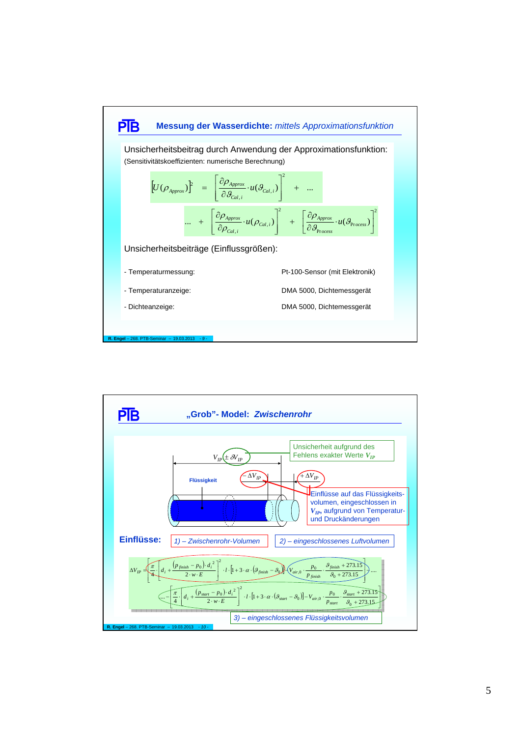## Messung der Wasserdichte: *mittels Approximationsfunktion*

Unsicherheitsbeitrag durch Anwendung der Approximationsfunktion:

(Sensitivitätskoeffizienten: numerische Berechnung)

$$\left[U(\rho_{Approx})\right]^2 = \left[\frac{\partial \rho_{Approx}}{\partial \vartheta_{Cal,i}} \cdot u(\vartheta_{Cal,i})\right]^2 + \ldots$$

$$\ldots + \left[\frac{\partial \rho_{Approx}}{\partial \rho_{Cal,i}} \cdot u(\rho_{Cal,i})\right]^2 + \left[\frac{\partial \rho_{Approx}}{\partial \vartheta_{Process}} \cdot u(\vartheta_{Process})\right]^2$$

Unsicherheitsbeiträge (Einflussgrößen):

| | |
|---|---|
| - Temperaturmessung: | Pt-100-Sensor (mit Elektronik) |
| - Temperaturanzeige: | DMA 5000, Dichtemessgerät |
| - Dichteanzeige: | DMA 5000, Dichtemessgerät |

R. Engel – 268. PTB-Seminar – 19.03.2013 - 9 -

## „Grob"- Model: *Zwischenrohr*

$V_{IP} \pm \delta V_{IP}$

Unsicherheit aufgrund des Fehlens exakter Werte $V_{IP}$

Flüssigkeit

$-\Delta V_{IP}$ $\quad +\Delta V_{IP}$

Einflüsse auf das Flüssigkeitsvolumen, eingeschlossen in $V_{IP}$, aufgrund von Temperatur- und Druckänderungen

**Einflüsse:** *1) – Zwischenrohr-Volumen* *2) – eingeschlossenes Luftvolumen*

$$\Delta V_{IP} = \left(\frac{\pi}{4}\cdot\left[d_i + \frac{(p_{finish} - p_0)\cdot d_i^{\,2}}{2\cdot w\cdot E}\right]^2 \cdot l\cdot\left[1 + 3\cdot\alpha\cdot(\vartheta_{finish} - \vartheta_0)\right]\right) - \left(V_{air,0}\cdot\frac{p_0}{p_{finish}}\cdot\frac{\vartheta_{finish} + 273.15}{\vartheta_0 + 273.15}\right) \ldots$$

$$\ldots - \left(\frac{\pi}{4}\cdot\left[d_i + \frac{(p_{start} - p_0)\cdot d_i^{\,2}}{2\cdot w\cdot E}\right]^2 \cdot l\cdot\left[1 + 3\cdot\alpha\cdot(\vartheta_{start} - \vartheta_0)\right] - V_{air,0}\cdot\frac{p_0}{p_{start}}\cdot\frac{\vartheta_{start} + 273.15}{\vartheta_0 + 273.15}\right)$$

*3) – eingeschlossenes Flüssigkeitsvolumen*

R. Engel – 268. PTB-Seminar – 19.03.2013 - 10 -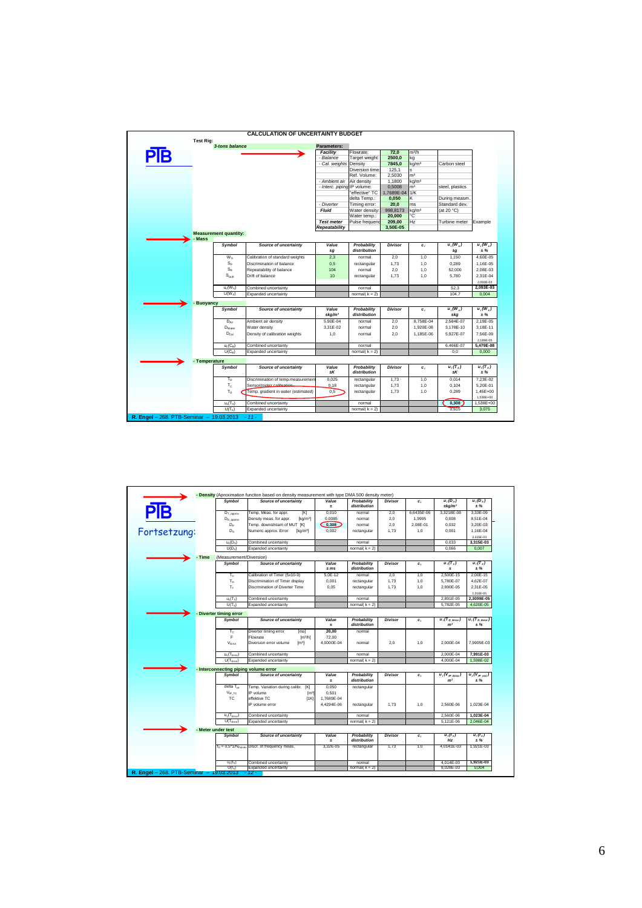# CALCULATION OF UNCERTAINTY BUDGET

**PTB**

**Test Rig:** *3-tons balance*

**Parameters:**

| | | | | |
|---|---|---|---|---|
| **Facility** | Flowrate: | 72,0 | m³/h | |
| - *Balance* | Target weight: | 2500,0 | kg | |
| - *Cal. weights* | Density | 7845,0 | kg/m³ | Carbon steel |
| | Diversion time: | 125,1 | s | |
| | Ref. Volume: | 2,5030 | m³ | |
| - *Ambient air* | Air density | 1,1800 | kg/m³ | |
| - *Interc. piping* | IP volume: | 0,5008 | m³ | steel, plastics |
| | "effective" TC | 1,7689E-04 | 1/K | |
| | delta Temp.: | 0,050 | K | During measm. |
| - *Diverter* | Timing error: | 20,0 | ms | Standard dev. |
| **Fluid** | Water density: | 998,8173 | kg/m³ | (at 20 °C) |
| | Water temp.: | 20,000 | °C | |
| **Test meter** | Pulse frequenc | 209,00 | Hz | Turbine meter — Example |
| **Repeatability** | | 3,50E-05 | | |

**Measurement quantity:**

**- Mass**

| Symbol | Source of uncertainty | Value ±g | Probability distribution | Divisor | $c_i$ | $u_i(W_x)$ ±g | $u_i(W_x)$ ± % |
|---|---|---|---|---|---|---|---|
| $W_N$ | Calibration of standard weights | 2,3 | normal | 2,0 | 1,0 | 1,150 | 4,60E-05 |
| $S_D$ | Discrimination of balance | 0,5 | rectangular | 1,73 | 1,0 | 0,289 | 1,16E-05 |
| $S_R$ | Repeatability of balance | 104 | normal | 2,0 | 1,0 | 52,000 | 2,08E-03 |
| $S_{Drift}$ | Drift of balance | 10 | rectangular | 1,73 | 1,0 | 5,780 | 2,31E-04 |
| | | | | | | | 2,093E-03 |
| $u_c(W_x)$ | Combined uncertainty | | normal | | | 52,3 | 2,093E-03 |
| $U(W_x)$ | Expanded uncertainty | | normal( k = 2) | | | 104,7 | 0,004 |

**- Buoyancy**

| Symbol | Source of uncertainty | Value ±kg/m³ | Probability distribution | Divisor | $c_i$ | $u_i(W_x)$ ±kg | $u_i(W_x)$ ± % |
|---|---|---|---|---|---|---|---|
| $D_{Air}$ | Ambient air density | 5,90E-04 | normal | 2,0 | 8,758E-04 | 2,584E-07 | 2,19E-05 |
| $D_{Water}$ | Water density | 3,31E-02 | normal | 2,0 | 1,920E-08 | 3,178E-10 | 3,18E-11 |
| $D_{Cal}$ | Density of calibration weights | 1,0 | normal | 2,0 | 1,185E-06 | 5,927E-07 | 7,56E-09 |
| | | | | | | | 2,189E-05 |
| $u_c(C_B)$ | Combined uncertainty | | normal | | | 6,466E-07 | 5,479E-08 |
| $U(C_B)$ | Expanded uncertainty | | normal( k = 2) | | | 0,0 | 0,000 |

**- Temperature**

| Symbol | Source of uncertainty | Value ±K | Probability distribution | Divisor | $c_i$ | $u_i(T_x)$ ±K | $u_i(T_x)$ ± % |
|---|---|---|---|---|---|---|---|
| $T_D$ | Discrimination of temp.measurement | 0,025 | rectangular | 1,73 | 1,0 | 0,014 | 7,23E-02 |
| $T_C$ | Sensor/meter calibration | 0,18 | rectangular | 1,73 | 1,0 | 0,104 | 5,20E-01 |
| $T_G$ | Temp. gradient in water (estimated) | 0,5 | rectangular | 1,73 | 1,0 | 0,289 | 1,45E+00 |
| | | | | | | | 1,538E+00 |
| $u_c(T_x)$ | Combined uncertainty | | normal | | | 0,308 | 1,538E+00 |
| $U(T_x)$ | Expanded uncertainty | | normal( k = 2) | | | 0,615 | 3,075 |

R. Engel – 268. PTB-Seminar – 19.03.2013 - 11 -

---

**PTB**

**Fortsetzung:**

**- Density** (Aproximation function based on density measurement with type DMA 500 density meter)

| Symbol | Source of uncertainty | Value ± | Probability distribution | Divisor | $c_i$ | $u_i(D_x)$ ±kg/m³ | $u_i(D_x)$ ± % |
|---|---|---|---|---|---|---|---|
| $D_{T\_approx}$ | Temp. Meas. for appr. [K] | 0,010 | normal | 2,0 | 6,6435E-06 | 3,3218E-08 | 3,33E-09 |
| $D_{D\_approx}$ | Density meas. for appr. [kg/m³] | 0,0085 | normal | 2,0 | 1,9995 | 0,008 | 8,51E-04 |
| $D_P$ | Temp. downstream of MUT [K] | 0,308 | normal | 2,0 | 2,08E-01 | 0,032 | 3,20E-03 |
| $D_N$ | Numeric approx. Error [kg/m³] | 0,002 | rectangular | 1,73 | 1,0 | 0,001 | 1,16E-04 |
| | | | | | | | 3,315E-03 |
| $u_c(D_x)$ | Combined uncertainty | | normal | | | 0,033 | 3,315E-03 |
| $U(D_x)$ | Expanded uncertainty | | normal( k = 2) | | | 0,066 | 0,007 |

**- Time** (Measurement/Diversion)

| Symbol | Source of uncertainty | Value ± ms | Probability distribution | Divisor | $c_i$ | $u_i(T_x)$ s | $u_i(T_x)$ ± % |
|---|---|---|---|---|---|---|---|
| $T_C$ | Calibration of Timer (5x10-9) | 5,0E-12 | normal | 2,0 | 1,0 | 2,500E-15 | 2,00E-15 |
| $T_D$ | Discrimination of Timer display | 0,001 | rectangular | 1,73 | 1,0 | 5,780E-07 | 4,62E-07 |
| $T_T$ | Discrmination of Diverter Time | 0,05 | rectangular | 1,73 | 1,0 | 2,890E-05 | 2,31E-05 |
| | | | | | | | 2,310E-05 |
| $u_c(T_x)$ | Combined uncertainty | | normal | | | 2,891E-05 | 2,3099E-05 |
| $U(T_x)$ | Expanded uncertainty | | normal( k = 2) | | | 5,782E-05 | 4,620E-05 |

**- Diverter timing error**

| Symbol | Source of uncertainty | Value ± | Probability distribution | Divisor | $c_i$ | $u_i(T_{D\_Error})$ m³ | $u_i(T_{D\_Error})$ ± % |
|---|---|---|---|---|---|---|---|
| $T_C$ | Diverter timing error [ms] | 20,00 | normal | | | | |
| F | Flowrate [m³/h] | 72,00 | | | | | |
| $V_{Error}$ | Diversion error volume [m³] | 4,0000E-04 | normal | 2,0 | 1,0 | 2,000E-04 | 7,9905E-03 |
| $u_c(T_{Error})$ | Combined uncertainty | | normal | | | 2,000E-04 | 7,991E-03 |
| $U(T_{Error})$ | Expanded uncertainty | | normal( k = 2) | | | 4,000E-04 | 1,598E-02 |

**- Interconnecting piping volume error**

| Symbol | Source of uncertainty | Value ± | Probability distribution | Divisor | $c_i$ | $u_i(V_{IP\_Error})$ m³ | $u_i(V_{IP\_Error})$ ± % |
|---|---|---|---|---|---|---|---|
| delta $T_{IP}$ | Temp. Variation during calibr. [K] | 0,050 | rectangular | | | | |
| $V_{IP\_TC}$ | IP volume [m³] | 0,501 | | | | | |
| TC | effektive TC [1K] | 1,7689E-04 | | | | | |
| | IP volume error | 4,4294E-06 | rectangular | 1,73 | 1,0 | 2,560E-06 | 1,023E-04 |
| $u_c(T_{Error})$ | Combined uncertainty | | normal | | | 2,560E-06 | 1,023E-04 |
| $U(T_{Error})$ | Expanded uncertainty | | normal( k = 2) | | | 5,121E-06 | 2,046E-04 |

**- Meter under test**

| Symbol | Source of uncertainty | Value ± | Probability distribution | Divisor | $c_i$ | $u_i(f_x)$ Hz | $u_i(f_x)$ ± % |
|---|---|---|---|---|---|---|---|
| $f_D$ = 0,5*1/N_Pulses | Discr. of frequency meas. | 3,32E-05 | rectangular | 1,73 | 1,0 | 4,0141E-03 | 1,921E-03 |
| $u_c(f_x)$ | Combined uncertainty | | normal | | | 4,014E-03 | 1,921E-03 |
| $U(f_x)$ | Expanded uncertainty | | normal( k = 2) | | | 8,028E-03 | 0,004 |

R. Engel – 268. PTB-Seminar – 19.03.2013 - 12 -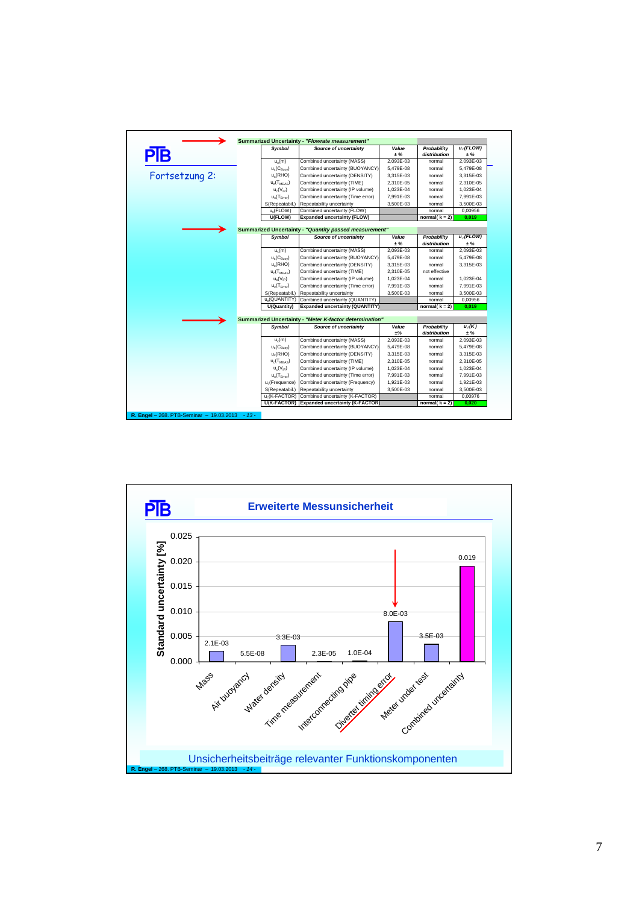## PTB

Fortsetzung 2:

**Summarized Uncertainty - *"Flowrate measurement"***

| Symbol | Source of uncertainty | Value ± % | Probability distribution | $u_i$(FLOW) ± % |
|---|---|---|---|---|
| $u_c(m)$ | Combined uncertainty (MASS) | 2,093E-03 | normal | 2,093E-03 |
| $u_c(C_{Buoy})$ | Combined uncertainty (BUOYANCY) | 5,479E-08 | normal | 5,479E-08 |
| $u_c$(RHO) | Combined uncertainty (DENSITY) | 3,315E-03 | normal | 3,315E-03 |
| $u_c(T_{MEAS})$ | Combined uncertainty (TIME) | 2,310E-05 | normal | 2,310E-05 |
| $u_c(V_{ip})$ | Combined uncertainty (IP volume) | 1,023E-04 | normal | 1,023E-04 |
| $u_c(T_{Error})$ | Combined uncertainty (Time error) | 7,991E-03 | normal | 7,991E-03 |
| S(Repeatabil.) | Repeatability uncertainty | 3,500E-03 | normal | 3,500E-03 |
| $u_c$(FLOW) | Combined uncertainty (FLOW) | | normal | 0,00956 |
| **U(FLOW)** | **Expanded uncertainty (FLOW)** | | **normal( k = 2)** | **0,019** |

**Summarized Uncertainty - *"Quantity passed measurement"***

| Symbol | Source of uncertainty | Value ± % | Probability distribution | $u_i$(FLOW) ± % |
|---|---|---|---|---|
| $u_c(m)$ | Combined uncertainty (MASS) | 2,093E-03 | normal | 2,093E-03 |
| $u_c(C_{Buoy})$ | Combined uncertainty (BUOYANCY) | 5,479E-08 | normal | 5,479E-08 |
| $u_c$(RHO) | Combined uncertainty (DENSITY) | 3,315E-03 | normal | 3,315E-03 |
| $u_c(T_{MEAS})$ | Combined uncertainty (TIME) | 2,310E-05 | not effective | |
| $u_c(V_{ip})$ | Combined uncertainty (IP volume) | 1,023E-04 | normal | 1,023E-04 |
| $u_c(T_{Error})$ | Combined uncertainty (Time error) | 7,991E-03 | normal | 7,991E-03 |
| S(Repeatabil.) | Repeatability uncertainty | 3,500E-03 | normal | 3,500E-03 |
| $u_c$(QUANTITY) | Combined uncertainty (QUANTITY) | | normal | 0,00956 |
| **U(Quantity)** | **Expanded uncertainty (QUANTITY)** | | **normal( k = 2)** | **0,019** |

**Summarized Uncertainty - *"Meter K-factor determination"***

| Symbol | Source of uncertainty | Value ±% | Probability distribution | $u_i$(K) ± % |
|---|---|---|---|---|
| $u_c(m)$ | Combined uncertainty (MASS) | 2,093E-03 | normal | 2,093E-03 |
| $u_c(C_{Buoy})$ | Combined uncertainty (BUOYANCY) | 5,479E-08 | normal | 5,479E-08 |
| $u_c$(RHO) | Combined uncertainty (DENSITY) | 3,315E-03 | normal | 3,315E-03 |
| $u_c(T_{MEAS})$ | Combined uncertainty (TIME) | 2,310E-05 | normal | 2,310E-05 |
| $u_c(V_{ip})$ | Combined uncertainty (IP volume) | 1,023E-04 | normal | 1,023E-04 |
| $u_c(T_{Error})$ | Combined uncertainty (Time error) | 7,991E-03 | normal | 7,991E-03 |
| $u_c$(Frequence) | Combined uncertainty (Frequency) | 1,921E-03 | normal | 1,921E-03 |
| S(Repeatabil.) | Repeatability uncertainty | 3,500E-03 | normal | 3,500E-03 |
| $u_c$(K-FACTOR) | Combined uncertainty (K-FACTOR) | | normal | 0,00976 |
| **U(K-FACTOR)** | **Expanded uncertainty (K-FACTOR)** | | **normal( k = 2)** | **0,020** |

R. Engel – 268. PTB-Seminar – 19.03.2013 - 13 -

## PTB

### Erweiterte Messunsicherheit

| Component | Standard uncertainty [%] |
|---|---|
| Mass | 2.1E-03 |
| Air buoyancy | 5.5E-08 |
| Water density | 3.3E-03 |
| Time measurement | 2.3E-05 |
| Interconnecting pipe | 1.0E-04 |
| Diverter timing error | 8.0E-03 |
| Meter under test | 3.5E-03 |
| Combined uncertainty | 0.019 |

Unsicherheitsbeiträge relevanter Funktionskomponenten

R. Engel – 268. PTB-Seminar – 19.03.2013 - 14 -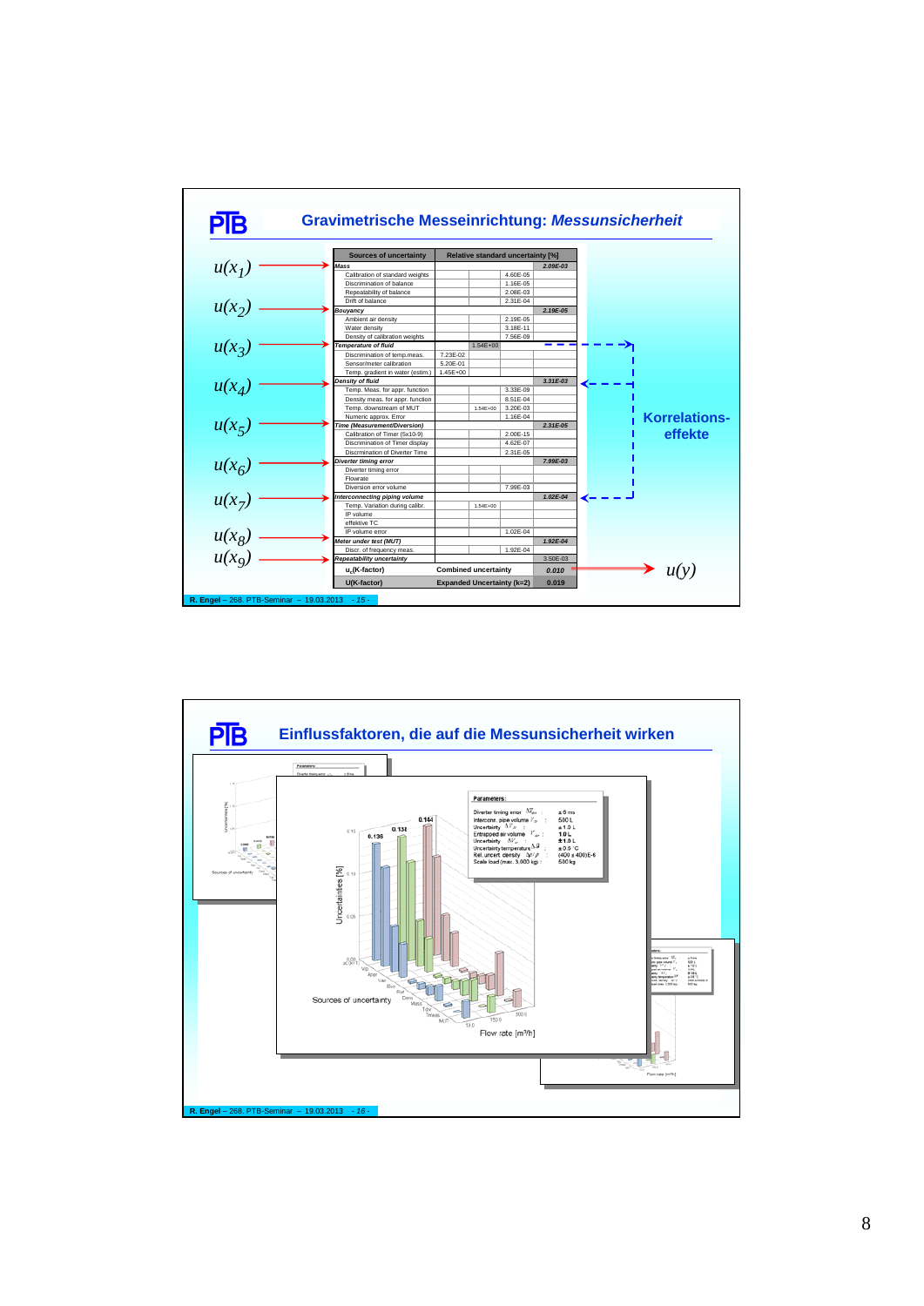## Gravimetrische Messeinrichtung: *Messunsicherheit*

| Sources of uncertainty | Relative standard uncertainty [%] | | | |
|---|---|---|---|---|
| *Mass* | | | | *2.09E-03* |
| Calibration of standard weights | | | 4.60E-05 | |
| Discrimination of balance | | | 1.18E-05 | |
| Repeatability of balance | | | 2.08E-03 | |
| Drift of balance | | | 2.31E-04 | |
| *Bouyancy* | | | | *2.19E-05* |
| Ambient air density | | | 2.19E-05 | |
| Water density | | | 3.18E-11 | |
| Density of calibration weights | | | 7.56E-09 | |
| *Temperature of fluid* | | 1.54E+00 | | |
| Discrimination of temp.meas. | 7.23E-02 | | | |
| Sensor/meter calibration | 5.20E-01 | | | |
| Temp. gradient in water (estim.) | 1.45E+00 | | | |
| *Density of fluid* | | | | *3.31E-03* |
| Temp. Meas. for appr. function | | | 3.33E-09 | |
| Density meas. for appr. function | | | 8.51E-04 | |
| Temp. downstream of MUT | | 1.54E+00 | 3.20E-03 | |
| Numeric approx. Error | | | 1.16E-04 | |
| *Time (Measurement/Diversion)* | | | | *2.31E-05* |
| Calibration of Timer (5x10-9) | | | 2.00E-15 | |
| Discrimination of Timer display | | | 4.62E-07 | |
| Discrmination of Diverter Time | | | 2.31E-05 | |
| *Diverter timing error* | | | | *7.99E-03* |
| Diverter timing error | | | | |
| Flowrate | | | | |
| Diversion error volume | | | 7.99E-03 | |
| *Interconnecting piping volume* | | | | *1.02E-04* |
| Temp. Variation during calibr. | | 1.54E+00 | | |
| IP volume | | | | |
| effektive TC | | | | |
| IP volume error | | | 1.02E-04 | |
| *Meter under test (MUT)* | | | | *1.92E-04* |
| Discr. of frequency meas. | | | 1.92E-04 | |
| *Repeatability uncertainty* | | | | 3.50E-03 |
| $u_c$(K-factor) | Combined uncertainty | | | 0.010 |
| U(K-factor) | Expanded Uncertainty (k=2) | | | 0.019 |

$u(x_1)$ … $u(x_9)$ → $u(y)$

Korrelations-effekte

## Einflussfaktoren, die auf die Messunsicherheit wirken

Parameters:

- Diverter timing error $\Delta T_{div}$ : ± 6 ms
- Interconn. pipe volume $V_{IP}$ : 500 L
- Uncertainty $\Delta V_{IP}$ : ± 1.0 L
- Entrapped air volume $V_{air}$ : 1.0 L
- Uncertainty $\Delta V_{air}$ : ± 1.0 L
- Uncertainty temperature $\Delta\vartheta$ : ± 0.0 °C
- Rel. uncert. density $\Delta\rho/\rho$ : (400 ± 400)E-6
- Scale load (max. 3,000 kg) : 500 kg

Uncertainties [%]; Sources of uncertainty; Flow rate [m³/h]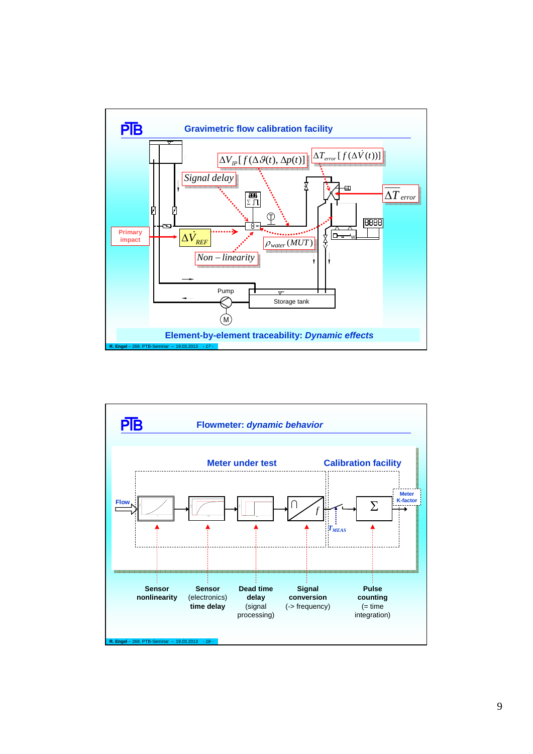## Gravimetric flow calibration facility

Primary impact

$\Delta\dot{V}_{REF}$

$Signal\ delay$

$\Delta V_{IP}[\,f(\Delta\vartheta(t),\,\Delta p(t))]$

$\Delta T_{error}[\,f(\Delta\dot{V}(t))]$

$\overline{\Delta T}_{error}$

$\rho_{water}(MUT)$

$Non-linearity$

Pump

M

Storage tank

**Element-by-element traceability: *Dynamic effects***

---

## Flowmeter: *dynamic behavior*

**Meter under test** | **Calibration facility**

Flow

$T_{MEAS}$

Meter K-factor

| **Sensor nonlinearity** | **Sensor** (electronics) **time delay** | **Dead time delay** (signal processing) | **Signal conversion** (-> frequency) | **Pulse counting** (= time integration) |
|---|---|---|---|---|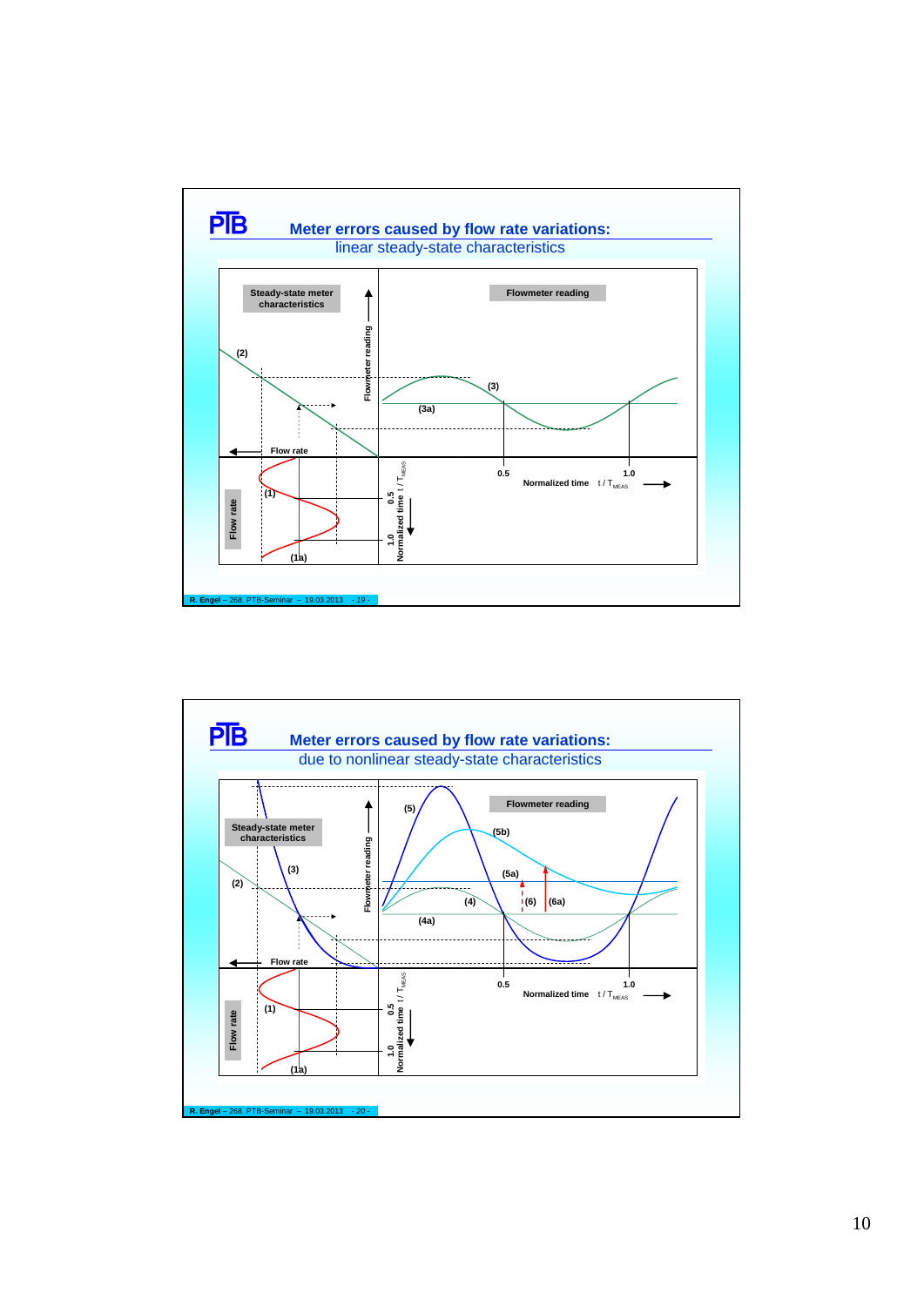## Meter errors caused by flow rate variations:

linear steady-state characteristics

Steady-state meter characteristics

Flowmeter reading

(2)

(3)

(3a)

Flow rate

(1)

(1a)

Flow rate

Flowmeter reading

Normalized time $t / T_{MEAS}$

0.5

1.0

Normalized time $t / T_{MEAS}$

R. Engel – 268. PTB-Seminar – 19.03.2013 - 19 -

## Meter errors caused by flow rate variations:

due to nonlinear steady-state characteristics

Steady-state meter characteristics

Flowmeter reading

(5)

(5b)

(5a)

(6)

(6a)

(4)

(4a)

(3)

(2)

Flow rate

(1)

(1a)

Flow rate

Flowmeter reading

Normalized time $t / T_{MEAS}$

0.5

1.0

Normalized time $t / T_{MEAS}$

R. Engel – 268. PTB-Seminar – 19.03.2013 - 20 -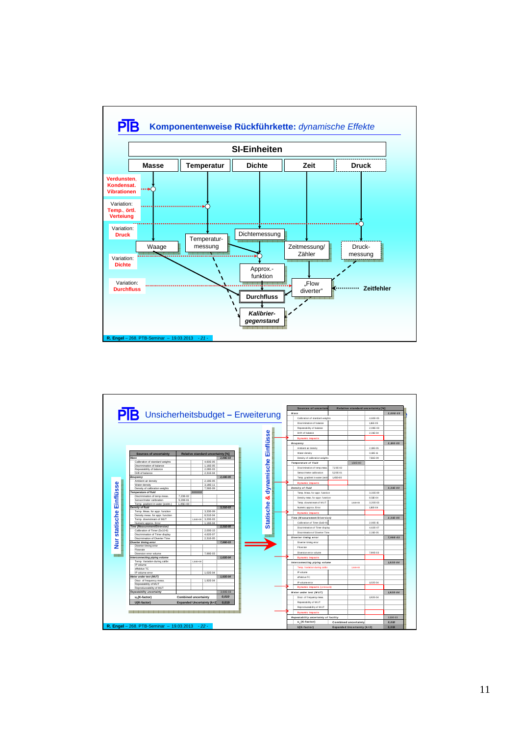## Komponentenweise Rückführkette: *dynamische Effekte*

SI-Einheiten

Masse | Temperatur | Dichte | Zeit | Druck

Verdunsten, Kondensat. Vibrationen

Variation: Temp., örtl. Verteiung

Variation: Druck

Variation: Dichte

Variation: Durchfluss

Waage — Temperatur-messung — Dichtemessung — Zeitmessung/ Zähler — Druck-messung

Approx.-funktion

„Flow diverter" — Zeitfehler

Durchfluss

*Kalibrier-gegenstand*

R. Engel – 268. PTB-Seminar – 19.03.2013 - 21 -

## Unsicherheitsbudget – Erweiterung

Nur statische Einflüsse

| Sources of uncertainty | | | Relative standard uncertainty [%] | |
|---|---|---|---|---|
| Mass | | | | 2,09E-03 |
| Calibration of standard weights | | | 4,60E-05 | |
| Discrimination of balance | | | 1,16E-05 | |
| Repeatability of balance | | | 2,08E-03 | |
| Drift of balance | | | 2,31E-04 | |
| Bouyancy | | | | 2,19E-05 |
| Ambient air density | | | 2,19E-05 | |
| Water density | | | 3,18E-11 | |
| Density of calibration weights | | | 7,56E-09 | |
| Temperature of fluid | | ####### | | |
| Discrimination of temp.meas. | 7,23E-02 | | | |
| Sensor/meter calibration | 5,20E-01 | | | |
| Temp. gradient in water (estim.) | 1,45E+00 | | | |
| Density of fluid | | | | 3,21E-03 |
| Temp. Meas. for appr. function | | | 3,33E-09 | |
| Density meas. for appr. function | | | 8,51E-04 | |
| Temp. downstream of MUT | | 1,54E+00 | 3,20E-03 | |
| Numeric approx. Error | | | 1,16E-04 | |
| Time (Measurement/Diversion) | | | | 2,31E-05 |
| Calibration of Timer (5x10-9) | | | 2,00E-15 | |
| Discrimination of Timer display | | | 4,63E-07 | |
| Discrimination of Diverter Time | | | 2,31E-05 | |
| Diverter timing error | | | | 7,99E-03 |
| Diverter timing error | | | | |
| Flowrate | | | | |
| Diversion error volume | | | 7,99E-03 | |
| Interconnecting piping volume | | | | 1,02E-04 |
| Temp. Variation during calibr. | | 1,54E+00 | | |
| IP volume | | | | |
| effektive TC | | | | |
| IP volume error | | | 1,02E-04 | |
| Meter under test (MUT) | | | | 1,92E-04 |
| Discr. of frequency meas. | | | 1,92E-04 | |
| Repeatability of MUT | | | | |
| Reproduceability of MUT | | | | |
| Repeatability uncertainty | | | | 3,50E-03 |
| $u_c$(K-factor) | Combined uncertainty | | | 0,010 |
| U(K-factor) | Expanded Uncertainty (k=2) | | | 0,019 |

Statische & dynamische Einflüsse

| Sources of uncertainty | | | Relative standard uncertainty [%] | |
|---|---|---|---|---|
| Mass | | | | 2,09E-03 |
| Calibration of standard weights | | | 4,60E-05 | |
| Discrimination of balance | | | 1,16E-05 | |
| Repeatability of balance | | | 2,08E-03 | |
| Drift of balance | | | 2,31E-04 | |
| Dynamic impacts | | | | |
| Bouyancy | | | | 2,19E-05 |
| Ambient air density | | | 2,19E-05 | |
| Water density | | | 3,18E-11 | |
| Density of calibration weights | | | 7,56E-09 | |
| Temperature of fluid | | 1,54E+00 | | |
| Discrimination of temp.meas. | 7,23E-02 | | | |
| Sensor/meter calibration | 5,20E-01 | | | |
| Temp. gradient in water (estim.) | 1,45E+00 | | | |
| Dynamic impacts | | | | |
| Density of fluid | | | | 3,21E-03 |
| Temp. Meas. for appr. function | | | 3,33E-09 | |
| Density meas. for appr. function | | | 8,51E-04 | |
| Temp. downstream of MUT | | 1,54E+00 | 3,20E-03 | |
| Numeric approx. Error | | | 1,16E-04 | |
| Dynamic impacts | | | | |
| Time (Measurement/Diversion) | | | | 2,31E-05 |
| Calibration of Timer (5x10-9) | | | 2,00E-15 | |
| Discrimination of Timer display | | | 4,63E-07 | |
| Discrimination of Diverter Time | | | 2,31E-05 | |
| Diverter timing error | | | | 7,99E-03 |
| Diverter timing error | | | | |
| Flowrate | | | | |
| Diversion error volume | | | 7,99E-03 | |
| Dynamic impacts | | | | |
| Interconnecting piping volume | | | | 1,02E-04 |
| Temp. Variation during calibr. | | 1,54E+00 | | |
| IP volume | | | | |
| effektive TC | | | | |
| IP volume error | | | 1,02E-04 | |
| Dynamic impacts (pressure) | | | | |
| Meter under test (MUT) | | | | 1,92E-04 |
| Discr. of frequency meas. | | | 1,92E-04 | |
| Repeatability of MUT | | | | |
| Reproduceability of MUT | | | | |
| Dynamic impacts | | | | |
| Repeatability uncertainty of facility | | | | 3,50E-03 |
| $u_c$(K-factor) | Combined uncertainty | | | 0,010 |
| U(K-factor) | Expanded Uncertainty (k=2) | | | 0,019 |

R. Engel – 268. PTB-Seminar – 19.03.2013 - 22 -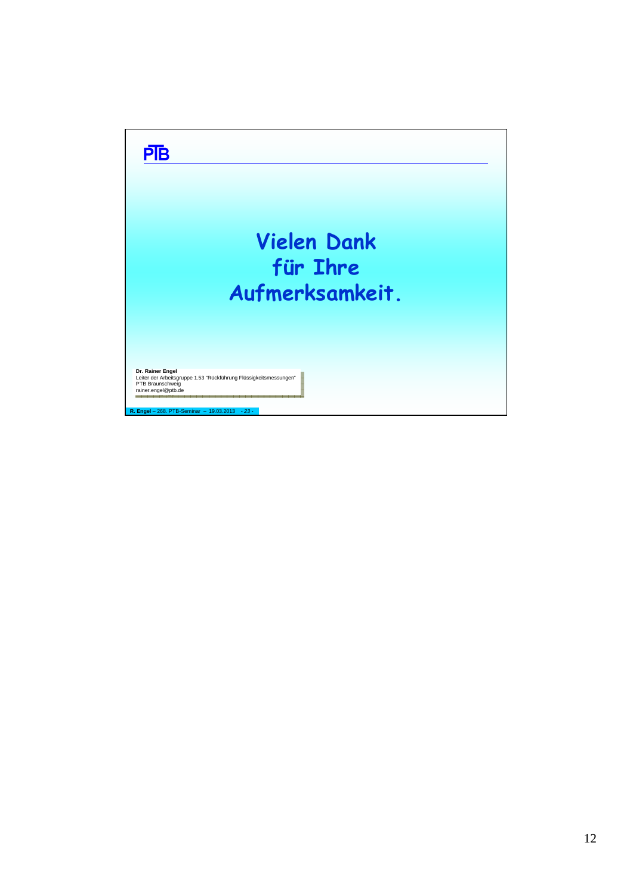PTB

# Vielen Dank für Ihre Aufmerksamkeit.

**Dr. Rainer Engel**
Leiter der Arbeitsgruppe 1.53 "Rückführung Flüssigkeitsmessungen"
PTB Braunschweig
rainer.engel@ptb.de

**R. Engel** – 268. PTB-Seminar – 19.03.2013 - *23* -